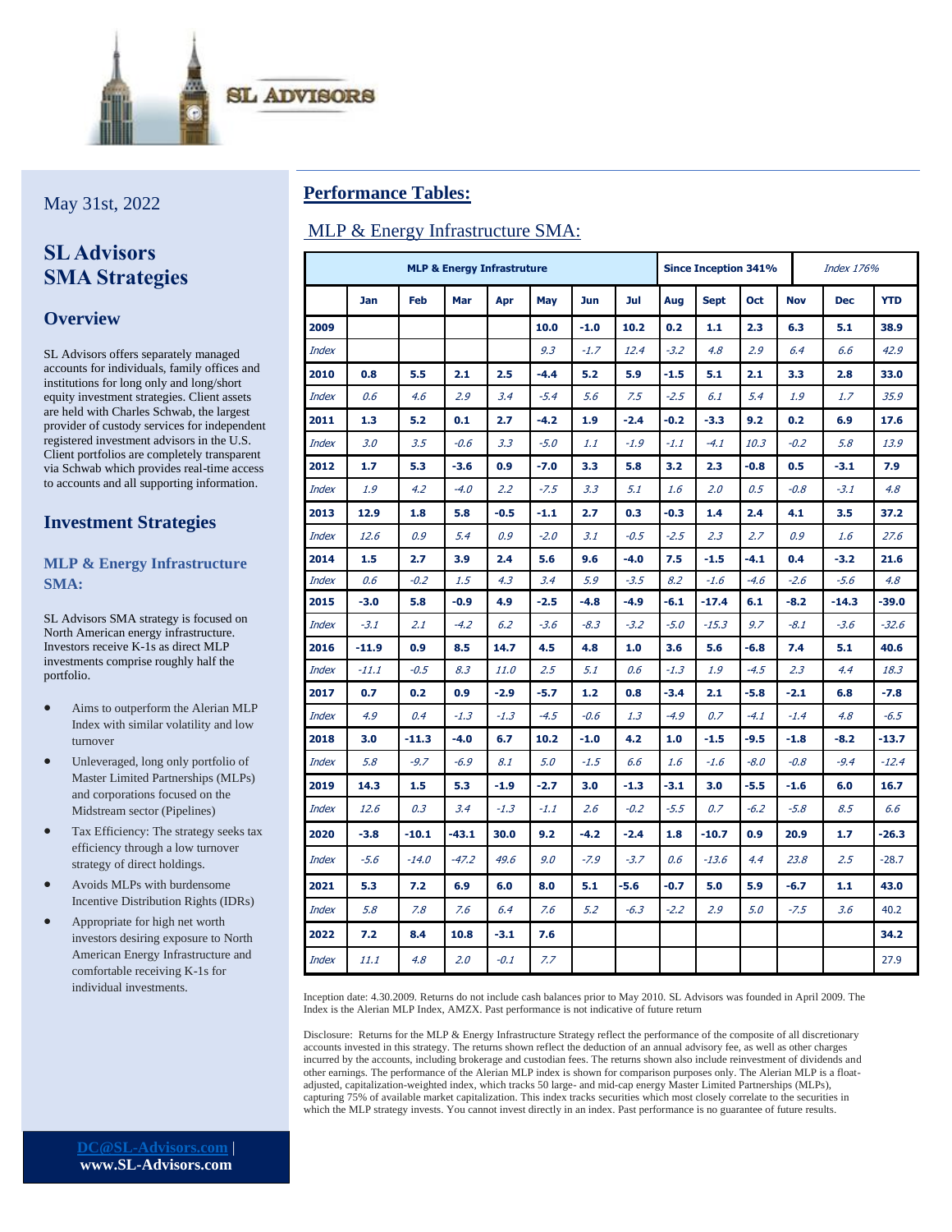SL ADVISORS

May 31st, 2022

# SL Advisors SMA Strategies

## Overview

SL Advisors offers separately managed accounts for individuals, family offices and institutions for long only and long/short equity investment strategies. Client assets are held with Charles Schwab, the largest provider of custody services for independent registered investment advisors in the U.S. Client portfolios are completely transparent via Schwab which provides real-time access to accounts and all supporting information.

## Investment Strategies

### MLP & Energy Infrastructure SMA:

SL Advisors SMA strategy is focused on North American energy infrastructure. Investors receive K-1s as direct MLP investments comprise roughly half the portfolio.

- Aims to outperform the Alerian MLP Index with similar volatility and low turnover
- Unleveraged, long only portfolio of Master Limited Partnerships (MLPs) and corporations focused on the Midstream sector (Pipelines)
- Tax Efficiency: The strategy seeks tax efficiency through a low turnover strategy of direct holdings.
- Avoids MLPs with burdensome Incentive Distribution Rights (IDRs)
- Appropriate for high net worth investors desiring exposure to North American Energy Infrastructure and comfortable receiving K-1s for individual investments.

DC@SL-Advisors.com | www.SL-Advisors.com

## Performance Tables:

### MLP & Energy Infrastructure SMA:

| MLP & Energy Infrastructure | | | | | | | | Since Inception 341% | | | *Index 176%* | |
|---|---|---|---|---|---|---|---|---|---|---|---|---|
| | **Jan** | **Feb** | **Mar** | **Apr** | **May** | **Jun** | **Jul** | **Aug** | **Sept** | **Oct** | **Nov** | **Dec** | **YTD** |
| **2009** | | | | | **10.0** | **-1.0** | **10.2** | **0.2** | **1.1** | **2.3** | **6.3** | **5.1** | **38.9** |
| *Index* | | | | | *9.3* | *-1.7* | *12.4* | *-3.2* | *4.8* | *2.9* | *6.4* | *6.6* | *42.9* |
| **2010** | **0.8** | **5.5** | **2.1** | **2.5** | **-4.4** | **5.2** | **5.9** | **-1.5** | **5.1** | **2.1** | **3.3** | **2.8** | **33.0** |
| *Index* | *0.6* | *4.6* | *2.9* | *3.4* | *-5.4* | *5.6* | *7.5* | *-2.5* | *6.1* | *5.4* | *1.9* | *1.7* | *35.9* |
| **2011** | **1.3** | **5.2** | **0.1** | **2.7** | **-4.2** | **1.9** | **-2.4** | **-0.2** | **-3.3** | **9.2** | **0.2** | **6.9** | **17.6** |
| *Index* | *3.0* | *3.5* | *-0.6* | *3.3* | *-5.0* | *1.1* | *-1.9* | *-1.1* | *-4.1* | *10.3* | *-0.2* | *5.8* | *13.9* |
| **2012** | **1.7** | **5.3** | **-3.6** | **0.9** | **-7.0** | **3.3** | **5.8** | **3.2** | **2.3** | **-0.8** | **0.5** | **-3.1** | **7.9** |
| *Index* | *1.9* | *4.2* | *-4.0* | *2.2* | *-7.5* | *3.3* | *5.1* | *1.6* | *2.0* | *0.5* | *-0.8* | *-3.1* | *4.8* |
| **2013** | **12.9** | **1.8** | **5.8** | **-0.5** | **-1.1** | **2.7** | **0.3** | **-0.3** | **1.4** | **2.4** | **4.1** | **3.5** | **37.2** |
| *Index* | *12.6* | *0.9* | *5.4* | *0.9* | *-2.0* | *3.1* | *-0.5* | *-2.5* | *2.3* | *2.7* | *0.9* | *1.6* | *27.6* |
| **2014** | **1.5** | **2.7** | **3.9** | **2.4** | **5.6** | **9.6** | **-4.0** | **7.5** | **-1.5** | **-4.1** | **0.4** | **-3.2** | **21.6** |
| *Index* | *0.6* | *-0.2* | *1.5* | *4.3* | *3.4* | *5.9* | *-3.5* | *8.2* | *-1.6* | *-4.6* | *-2.6* | *-5.6* | *4.8* |
| **2015** | **-3.0** | **5.8** | **-0.9** | **4.9** | **-2.5** | **-4.8** | **-4.9** | **-6.1** | **-17.4** | **6.1** | **-8.2** | **-14.3** | **-39.0** |
| *Index* | *-3.1* | *2.1* | *-4.2* | *6.2* | *-3.6* | *-8.3* | *-3.2* | *-5.0* | *-15.3* | *9.7* | *-8.1* | *-3.6* | *-32.6* |
| **2016** | **-11.9** | **0.9** | **8.5** | **14.7** | **4.5** | **4.8** | **1.0** | **3.6** | **5.6** | **-6.8** | **7.4** | **5.1** | **40.6** |
| *Index* | *-11.1* | *-0.5* | *8.3* | *11.0* | *2.5* | *5.1* | *0.6* | *-1.3* | *1.9* | *-4.5* | *2.3* | *4.4* | *18.3* |
| **2017** | **0.7** | **0.2** | **0.9** | **-2.9** | **-5.7** | **1.2** | **0.8** | **-3.4** | **2.1** | **-5.8** | **-2.1** | **6.8** | **-7.8** |
| *Index* | *4.9* | *0.4* | *-1.3* | *-1.3* | *-4.5* | *-0.6* | *1.3* | *-4.9* | *0.7* | *-4.1* | *-1.4* | *4.8* | *-6.5* |
| **2018** | **3.0** | **-11.3** | **-4.0** | **6.7** | **10.2** | **-1.0** | **4.2** | **1.0** | **-1.5** | **-9.5** | **-1.8** | **-8.2** | **-13.7** |
| *Index* | *5.8* | *-9.7* | *-6.9* | *8.1* | *5.0* | *-1.5* | *6.6* | *1.6* | *-1.6* | *-8.0* | *-0.8* | *-9.4* | *-12.4* |
| **2019** | **14.3** | **1.5** | **5.3** | **-1.9** | **-2.7** | **3.0** | **-1.3** | **-3.1** | **3.0** | **-5.5** | **-1.6** | **6.0** | **16.7** |
| *Index* | *12.6* | *0.3* | *3.4* | *-1.3* | *-1.1* | *2.6* | *-0.2* | *-5.5* | *0.7* | *-6.2* | *-5.8* | *8.5* | *6.6* |
| **2020** | **-3.8** | **-10.1** | **-43.1** | **30.0** | **9.2** | **-4.2** | **-2.4** | **1.8** | **-10.7** | **0.9** | **20.9** | **1.7** | **-26.3** |
| *Index* | *-5.6* | *-14.0* | *-47.2* | *49.6* | *9.0* | *-7.9* | *-3.7* | *0.6* | *-13.6* | *4.4* | *23.8* | *2.5* | -28.7 |
| **2021** | **5.3** | **7.2** | **6.9** | **6.0** | **8.0** | **5.1** | **-5.6** | **-0.7** | **5.0** | **5.9** | **-6.7** | **1.1** | **43.0** |
| *Index* | *5.8* | *7.8* | *7.6* | *6.4* | *7.6* | *5.2* | *-6.3* | *-2.2* | *2.9* | *5.0* | *-7.5* | *3.6* | 40.2 |
| **2022** | **7.2** | **8.4** | **10.8** | **-3.1** | **7.6** | | | | | | | | **34.2** |
| *Index* | *11.1* | *4.8* | *2.0* | *-0.1* | *7.7* | | | | | | | | 27.9 |

Inception date: 4.30.2009. Returns do not include cash balances prior to May 2010. SL Advisors was founded in April 2009. The Index is the Alerian MLP Index, AMZX. Past performance is not indicative of future return

Disclosure: Returns for the MLP & Energy Infrastructure Strategy reflect the performance of the composite of all discretionary accounts invested in this strategy. The returns shown reflect the deduction of an annual advisory fee, as well as other charges incurred by the accounts, including brokerage and custodian fees. The returns shown also include reinvestment of dividends and other earnings. The performance of the Alerian MLP index is shown for comparison purposes only. The Alerian MLP is a float-adjusted, capitalization-weighted index, which tracks 50 large- and mid-cap energy Master Limited Partnerships (MLPs), capturing 75% of available market capitalization. This index tracks securities which most closely correlate to the securities in which the MLP strategy invests. You cannot invest directly in an index. Past performance is no guarantee of future results.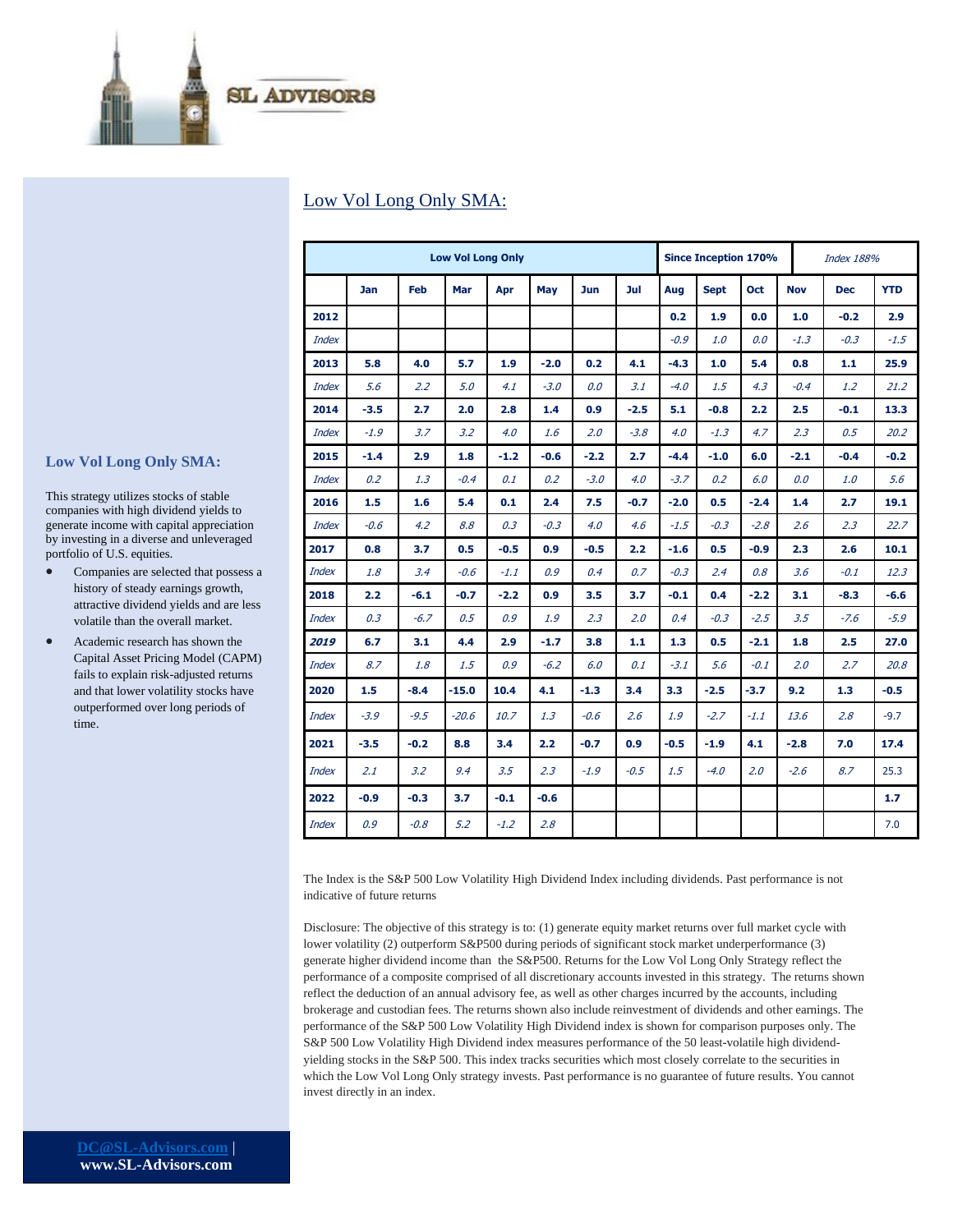## Low Vol Long Only SMA:

### Low Vol Long Only SMA:

This strategy utilizes stocks of stable companies with high dividend yields to generate income with capital appreciation by investing in a diverse and unleveraged portfolio of U.S. equities.

- Companies are selected that possess a history of steady earnings growth, attractive dividend yields and are less volatile than the overall market.
- Academic research has shown the Capital Asset Pricing Model (CAPM) fails to explain risk-adjusted returns and that lower volatility stocks have outperformed over long periods of time.

| **Low Vol Long Only** | | | | | | | | **Since Inception 170%** | | | *Index 188%* | | |
|---|---|---|---|---|---|---|---|---|---|---|---|---|---|
| | **Jan** | **Feb** | **Mar** | **Apr** | **May** | **Jun** | **Jul** | **Aug** | **Sept** | **Oct** | **Nov** | **Dec** | **YTD** |
| **2012** | | | | | | | | **0.2** | **1.9** | **0.0** | **1.0** | **-0.2** | **2.9** |
| *Index* | | | | | | | | *-0.9* | *1.0* | *0.0* | *-1.3* | *-0.3* | *-1.5* |
| **2013** | **5.8** | **4.0** | **5.7** | **1.9** | **-2.0** | **0.2** | **4.1** | **-4.3** | **1.0** | **5.4** | **0.8** | **1.1** | **25.9** |
| *Index* | *5.6* | *2.2* | *5.0* | *4.1* | *-3.0* | *0.0* | *3.1* | *-4.0* | *1.5* | *4.3* | *-0.4* | *1.2* | *21.2* |
| **2014** | **-3.5** | **2.7** | **2.0** | **2.8** | **1.4** | **0.9** | **-2.5** | **5.1** | **-0.8** | **2.2** | **2.5** | **-0.1** | **13.3** |
| *Index* | *-1.9* | *3.7* | *3.2* | *4.0* | *1.6* | *2.0* | *-3.8* | *4.0* | *-1.3* | *4.7* | *2.3* | *0.5* | *20.2* |
| **2015** | **-1.4** | **2.9** | **1.8** | **-1.2** | **-0.6** | **-2.2** | **2.7** | **-4.4** | **-1.0** | **6.0** | **-2.1** | **-0.4** | **-0.2** |
| *Index* | *0.2* | *1.3* | *-0.4* | *0.1* | *0.2* | *-3.0* | *4.0* | *-3.7* | *0.2* | *6.0* | *0.0* | *1.0* | *5.6* |
| **2016** | **1.5** | **1.6** | **5.4** | **0.1** | **2.4** | **7.5** | **-0.7** | **-2.0** | **0.5** | **-2.4** | **1.4** | **2.7** | **19.1** |
| *Index* | *-0.6* | *4.2* | *8.8* | *0.3* | *-0.3* | *4.0* | *4.6* | *-1.5* | *-0.3* | *-2.8* | *2.6* | *2.3* | *22.7* |
| **2017** | **0.8** | **3.7** | **0.5** | **-0.5** | **0.9** | **-0.5** | **2.2** | **-1.6** | **0.5** | **-0.9** | **2.3** | **2.6** | **10.1** |
| *Index* | *1.8* | *3.4* | *-0.6* | *-1.1* | *0.9* | *0.4* | *0.7* | *-0.3* | *2.4* | *0.8* | *3.6* | *-0.1* | *12.3* |
| **2018** | **2.2** | **-6.1** | **-0.7** | **-2.2** | **0.9** | **3.5** | **3.7** | **-0.1** | **0.4** | **-2.2** | **3.1** | **-8.3** | **-6.6** |
| *Index* | *0.3* | *-6.7* | *0.5* | *0.9* | *1.9* | *2.3* | *2.0* | *0.4* | *-0.3* | *-2.5* | *3.5* | *-7.6* | *-5.9* |
| ***2019*** | **6.7** | **3.1** | **4.4** | **2.9** | **-1.7** | **3.8** | **1.1** | **1.3** | **0.5** | **-2.1** | **1.8** | **2.5** | **27.0** |
| *Index* | *8.7* | *1.8* | *1.5* | *0.9* | *-6.2* | *6.0* | *0.1* | *-3.1* | *5.6* | *-0.1* | *2.0* | *2.7* | *20.8* |
| **2020** | **1.5** | **-8.4** | **-15.0** | **10.4** | **4.1** | **-1.3** | **3.4** | **3.3** | **-2.5** | **-3.7** | **9.2** | **1.3** | **-0.5** |
| *Index* | *-3.9* | *-9.5* | *-20.6* | *10.7* | *1.3* | *-0.6* | *2.6* | *1.9* | *-2.7* | *-1.1* | *13.6* | *2.8* | -9.7 |
| **2021** | **-3.5** | **-0.2** | **8.8** | **3.4** | **2.2** | **-0.7** | **0.9** | **-0.5** | **-1.9** | **4.1** | **-2.8** | **7.0** | **17.4** |
| *Index* | *2.1* | *3.2* | *9.4* | *3.5* | *2.3* | *-1.9* | *-0.5* | *1.5* | *-4.0* | *2.0* | *-2.6* | *8.7* | 25.3 |
| **2022** | **-0.9** | **-0.3** | **3.7** | **-0.1** | **-0.6** | | | | | | | | **1.7** |
| *Index* | *0.9* | *-0.8* | *5.2* | *-1.2* | *2.8* | | | | | | | | 7.0 |

The Index is the S&P 500 Low Volatility High Dividend Index including dividends. Past performance is not indicative of future returns

Disclosure: The objective of this strategy is to: (1) generate equity market returns over full market cycle with lower volatility (2) outperform S&P500 during periods of significant stock market underperformance (3) generate higher dividend income than the S&P500. Returns for the Low Vol Long Only Strategy reflect the performance of a composite comprised of all discretionary accounts invested in this strategy. The returns shown reflect the deduction of an annual advisory fee, as well as other charges incurred by the accounts, including brokerage and custodian fees. The returns shown also include reinvestment of dividends and other earnings. The performance of the S&P 500 Low Volatility High Dividend index is shown for comparison purposes only. The S&P 500 Low Volatility High Dividend index measures performance of the 50 least-volatile high dividend-yielding stocks in the S&P 500. This index tracks securities which most closely correlate to the securities in which the Low Vol Long Only strategy invests. Past performance is no guarantee of future results. You cannot invest directly in an index.

DC@SL-Advisors.com | www.SL-Advisors.com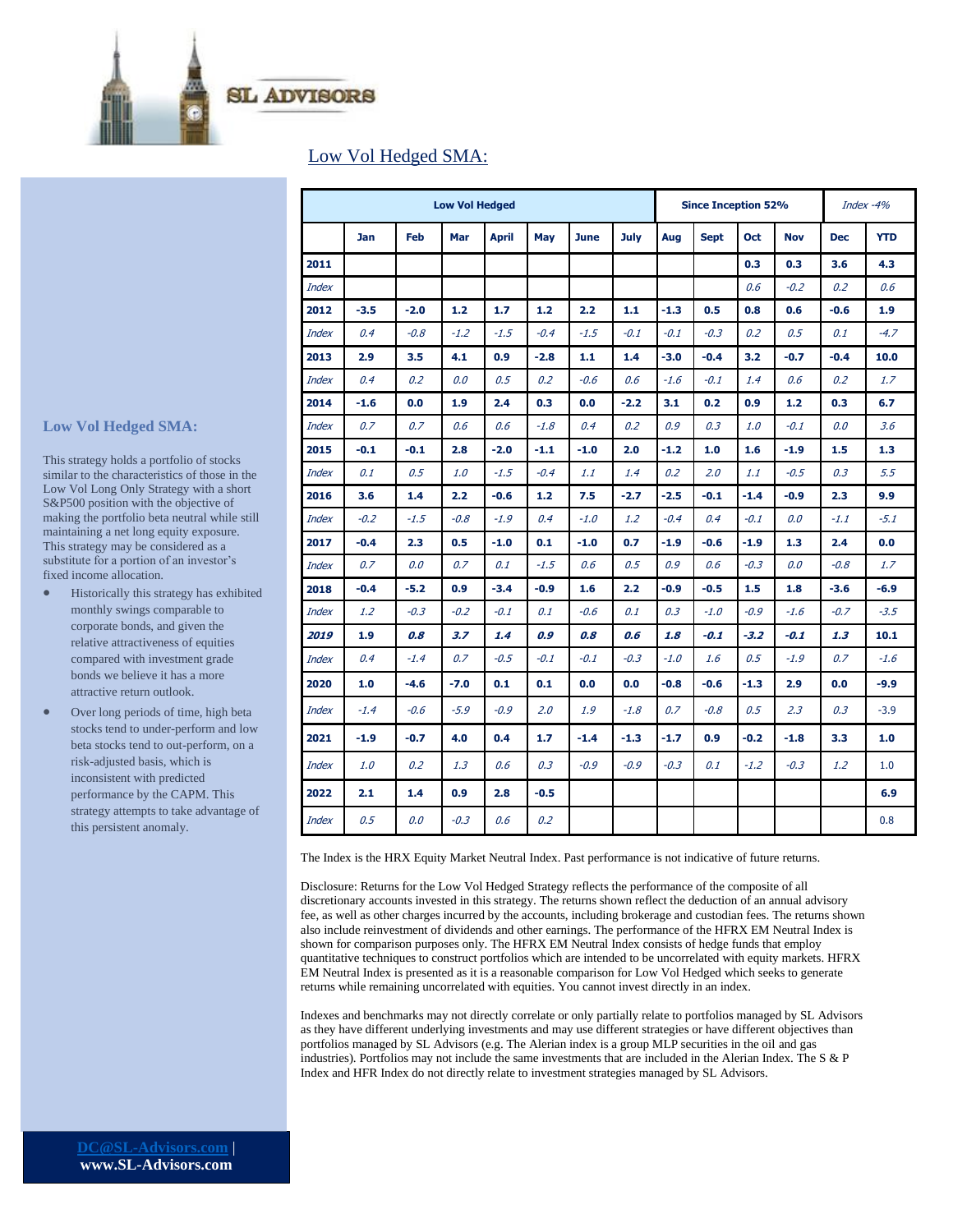## Low Vol Hedged SMA:

| | Low Vol Hedged | | | | | | | Since Inception 52% | | | | *Index -4%* | |
|---|---|---|---|---|---|---|---|---|---|---|---|---|---|
| | Jan | Feb | Mar | April | May | June | July | Aug | Sept | Oct | Nov | Dec | YTD |
| **2011** | | | | | | | | | | **0.3** | **0.3** | **3.6** | **4.3** |
| *Index* | | | | | | | | | | *0.6* | *-0.2* | *0.2* | *0.6* |
| **2012** | **-3.5** | **-2.0** | **1.2** | **1.7** | **1.2** | **2.2** | **1.1** | **-1.3** | **0.5** | **0.8** | **0.6** | **-0.6** | **1.9** |
| *Index* | *0.4* | *-0.8* | *-1.2* | *-1.5* | *-0.4* | *-1.5* | *-0.1* | *-0.1* | *-0.3* | *0.2* | *0.5* | *0.1* | *-4.7* |
| **2013** | **2.9** | **3.5** | **4.1** | **0.9** | **-2.8** | **1.1** | **1.4** | **-3.0** | **-0.4** | **3.2** | **-0.7** | **-0.4** | **10.0** |
| *Index* | *0.4* | *0.2* | *0.0* | *0.5* | *0.2* | *-0.6* | *0.6* | *-1.6* | *-0.1* | *1.4* | *0.6* | *0.2* | *1.7* |
| **2014** | **-1.6** | **0.0** | **1.9** | **2.4** | **0.3** | **0.0** | **-2.2** | **3.1** | **0.2** | **0.9** | **1.2** | **0.3** | **6.7** |
| *Index* | *0.7* | *0.7* | *0.6* | *0.6* | *-1.8* | *0.4* | *0.2* | *0.9* | *0.3* | *1.0* | *-0.1* | *0.0* | *3.6* |
| **2015** | **-0.1** | **-0.1** | **2.8** | **-2.0** | **-1.1** | **-1.0** | **2.0** | **-1.2** | **1.0** | **1.6** | **-1.9** | **1.5** | **1.3** |
| *Index* | *0.1* | *0.5* | *1.0* | *-1.5* | *-0.4* | *1.1* | *1.4* | *0.2* | *2.0* | *1.1* | *-0.5* | *0.3* | *5.5* |
| **2016** | **3.6** | **1.4** | **2.2** | **-0.6** | **1.2** | **7.5** | **-2.7** | **-2.5** | **-0.1** | **-1.4** | **-0.9** | **2.3** | **9.9** |
| *Index* | *-0.2* | *-1.5* | *-0.8* | *-1.9* | *0.4* | *-1.0* | *1.2* | *-0.4* | *0.4* | *-0.1* | *0.0* | *-1.1* | *-5.1* |
| **2017** | **-0.4** | **2.3** | **0.5** | **-1.0** | **0.1** | **-1.0** | **0.7** | **-1.9** | **-0.6** | **-1.9** | **1.3** | **2.4** | **0.0** |
| *Index* | *0.7* | *0.0* | *0.7* | *0.1* | *-1.5* | *0.6* | *0.5* | *0.9* | *0.6* | *-0.3* | *0.0* | *-0.8* | *1.7* |
| **2018** | **-0.4** | **-5.2** | **0.9** | **-3.4** | **-0.9** | **1.6** | **2.2** | **-0.9** | **-0.5** | **1.5** | **1.8** | **-3.6** | **-6.9** |
| *Index* | *1.2* | *-0.3* | *-0.2* | *-0.1* | *0.1* | *-0.6* | *0.1* | *0.3* | *-1.0* | *-0.9* | *-1.6* | *-0.7* | *-3.5* |
| ***2019*** | **1.9** | ***0.8*** | ***3.7*** | ***1.4*** | ***0.9*** | ***0.8*** | ***0.6*** | ***1.8*** | ***-0.1*** | ***-3.2*** | ***-0.1*** | ***1.3*** | **10.1** |
| *Index* | *0.4* | *-1.4* | *0.7* | *-0.5* | *-0.1* | *-0.1* | *-0.3* | *-1.0* | *1.6* | *0.5* | *-1.9* | *0.7* | *-1.6* |
| **2020** | **1.0** | **-4.6** | **-7.0** | **0.1** | **0.1** | **0.0** | **0.0** | **-0.8** | **-0.6** | **-1.3** | **2.9** | **0.0** | **-9.9** |
| *Index* | *-1.4* | *-0.6* | *-5.9* | *-0.9* | *2.0* | *1.9* | *-1.8* | *0.7* | *-0.8* | *0.5* | *2.3* | *0.3* | -3.9 |
| **2021** | **-1.9** | **-0.7** | **4.0** | **0.4** | **1.7** | **-1.4** | **-1.3** | **-1.7** | **0.9** | **-0.2** | **-1.8** | **3.3** | **1.0** |
| *Index* | *1.0* | *0.2* | *1.3* | *0.6* | *0.3* | *-0.9* | *-0.9* | *-0.3* | *0.1* | *-1.2* | *-0.3* | *1.2* | 1.0 |
| **2022** | **2.1** | **1.4** | **0.9** | **2.8** | **-0.5** | | | | | | | | **6.9** |
| *Index* | *0.5* | *0.0* | *-0.3* | *0.6* | *0.2* | | | | | | | | 0.8 |

The Index is the HRX Equity Market Neutral Index. Past performance is not indicative of future returns.

Disclosure: Returns for the Low Vol Hedged Strategy reflects the performance of the composite of all discretionary accounts invested in this strategy. The returns shown reflect the deduction of an annual advisory fee, as well as other charges incurred by the accounts, including brokerage and custodian fees. The returns shown also include reinvestment of dividends and other earnings. The performance of the HFRX EM Neutral Index is shown for comparison purposes only. The HFRX EM Neutral Index consists of hedge funds that employ quantitative techniques to construct portfolios which are intended to be uncorrelated with equity markets. HFRX EM Neutral Index is presented as it is a reasonable comparison for Low Vol Hedged which seeks to generate returns while remaining uncorrelated with equities. You cannot invest directly in an index.

Indexes and benchmarks may not directly correlate or only partially relate to portfolios managed by SL Advisors as they have different underlying investments and may use different strategies or have different objectives than portfolios managed by SL Advisors (e.g. The Alerian index is a group MLP securities in the oil and gas industries). Portfolios may not include the same investments that are included in the Alerian Index. The S & P Index and HFR Index do not directly relate to investment strategies managed by SL Advisors.

### Low Vol Hedged SMA:

This strategy holds a portfolio of stocks similar to the characteristics of those in the Low Vol Long Only Strategy with a short S&P500 position with the objective of making the portfolio beta neutral while still maintaining a net long equity exposure. This strategy may be considered as a substitute for a portion of an investor's fixed income allocation.

- Historically this strategy has exhibited monthly swings comparable to corporate bonds, and given the relative attractiveness of equities compared with investment grade bonds we believe it has a more attractive return outlook.
- Over long periods of time, high beta stocks tend to under-perform and low beta stocks tend to out-perform, on a risk-adjusted basis, which is inconsistent with predicted performance by the CAPM. This strategy attempts to take advantage of this persistent anomaly.

DC@SL-Advisors.com | www.SL-Advisors.com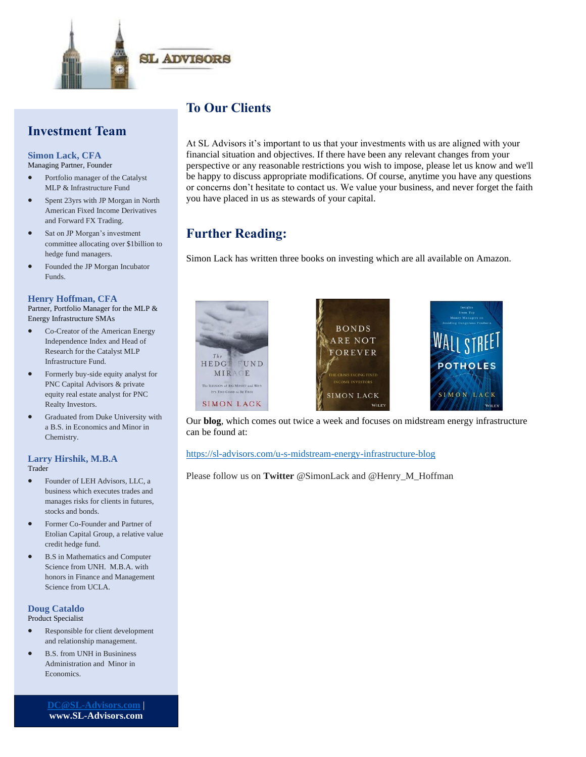SL ADVISORS

## Investment Team

### Simon Lack, CFA
Managing Partner, Founder

- Portfolio manager of the Catalyst MLP & Infrastructure Fund
- Spent 23yrs with JP Morgan in North American Fixed Income Derivatives and Forward FX Trading.
- Sat on JP Morgan's investment committee allocating over $1billion to hedge fund managers.
- Founded the JP Morgan Incubator Funds.

### Henry Hoffman, CFA
Partner, Portfolio Manager for the MLP & Energy Infrastructure SMAs

- Co-Creator of the American Energy Independence Index and Head of Research for the Catalyst MLP Infrastructure Fund.
- Formerly buy-side equity analyst for PNC Capital Advisors & private equity real estate analyst for PNC Realty Investors.
- Graduated from Duke University with a B.S. in Economics and Minor in Chemistry.

### Larry Hirshik, M.B.A
Trader

- Founder of LEH Advisors, LLC, a business which executes trades and manages risks for clients in futures, stocks and bonds.
- Former Co-Founder and Partner of Etolian Capital Group, a relative value credit hedge fund.
- B.S in Mathematics and Computer Science from UNH. M.B.A. with honors in Finance and Management Science from UCLA.

### Doug Cataldo
Product Specialist

- Responsible for client development and relationship management.
- B.S. from UNH in Businiess Administration and Minor in Economics.

DC@SL-Advisors.com | **www.SL-Advisors.com**

## To Our Clients

At SL Advisors it's important to us that your investments with us are aligned with your financial situation and objectives. If there have been any relevant changes from your perspective or any reasonable restrictions you wish to impose, please let us know and we'll be happy to discuss appropriate modifications. Of course, anytime you have any questions or concerns don't hesitate to contact us. We value your business, and never forget the faith you have placed in us as stewards of your capital.

## Further Reading:

Simon Lack has written three books on investing which are all available on Amazon.

The Hedge Fund Mirage: The Illusion of Big Money and Why It's Too Good to Be True — Simon Lack

Bonds Are Not Forever: The Crisis Facing Fixed Income Investors — Simon Lack — Wiley

Wall Street Potholes: Insights from Top Money Managers on Avoiding Dangerous Products — Simon Lack — Wiley

Our **blog**, which comes out twice a week and focuses on midstream energy infrastructure can be found at:

https://sl-advisors.com/u-s-midstream-energy-infrastructure-blog

Please follow us on **Twitter** @SimonLack and @Henry_M_Hoffman